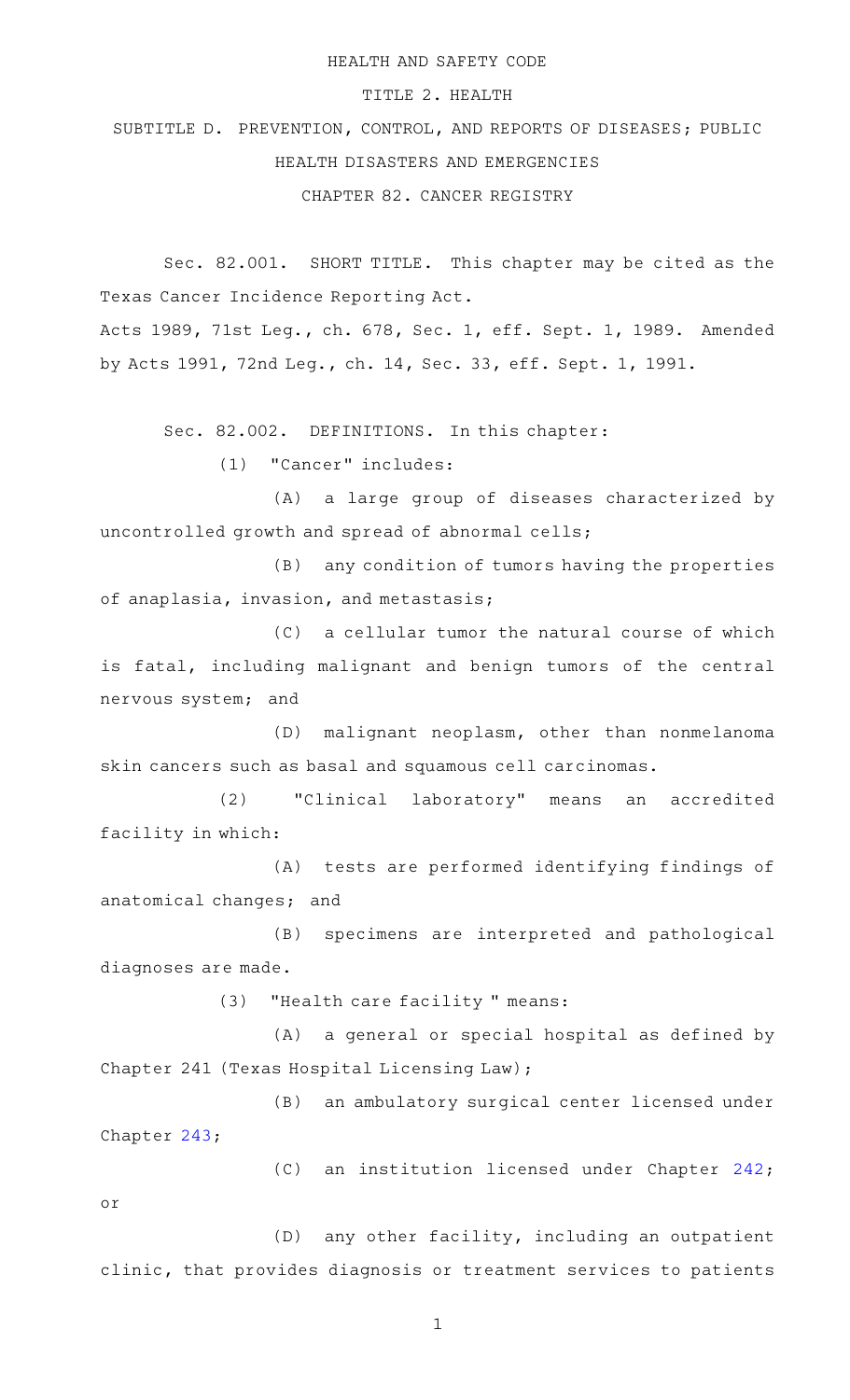HEALTH AND SAFETY CODE

TITLE 2. HEALTH

SUBTITLE D. PREVENTION, CONTROL, AND REPORTS OF DISEASES; PUBLIC HEALTH DISASTERS AND EMERGENCIES

CHAPTER 82. CANCER REGISTRY

Sec. 82.001. SHORT TITLE. This chapter may be cited as the Texas Cancer Incidence Reporting Act.

Acts 1989, 71st Leg., ch. 678, Sec. 1, eff. Sept. 1, 1989. Amended by Acts 1991, 72nd Leg., ch. 14, Sec. 33, eff. Sept. 1, 1991.

Sec. 82.002. DEFINITIONS. In this chapter:

(1) "Cancer" includes:

(A) a large group of diseases characterized by uncontrolled growth and spread of abnormal cells;

(B) any condition of tumors having the properties of anaplasia, invasion, and metastasis;

(C) a cellular tumor the natural course of which is fatal, including malignant and benign tumors of the central nervous system; and

(D) malignant neoplasm, other than nonmelanoma skin cancers such as basal and squamous cell carcinomas.

(2) "Clinical laboratory" means an accredited facility in which:

(A) tests are performed identifying findings of anatomical changes; and

(B) specimens are interpreted and pathological diagnoses are made.

(3) "Health care facility " means:

(A) a general or special hospital as defined by Chapter 241 (Texas Hospital Licensing Law);

(B) an ambulatory surgical center licensed under Chapter 243;

(C) an institution licensed under Chapter 242; or

(D) any other facility, including an outpatient clinic, that provides diagnosis or treatment services to patients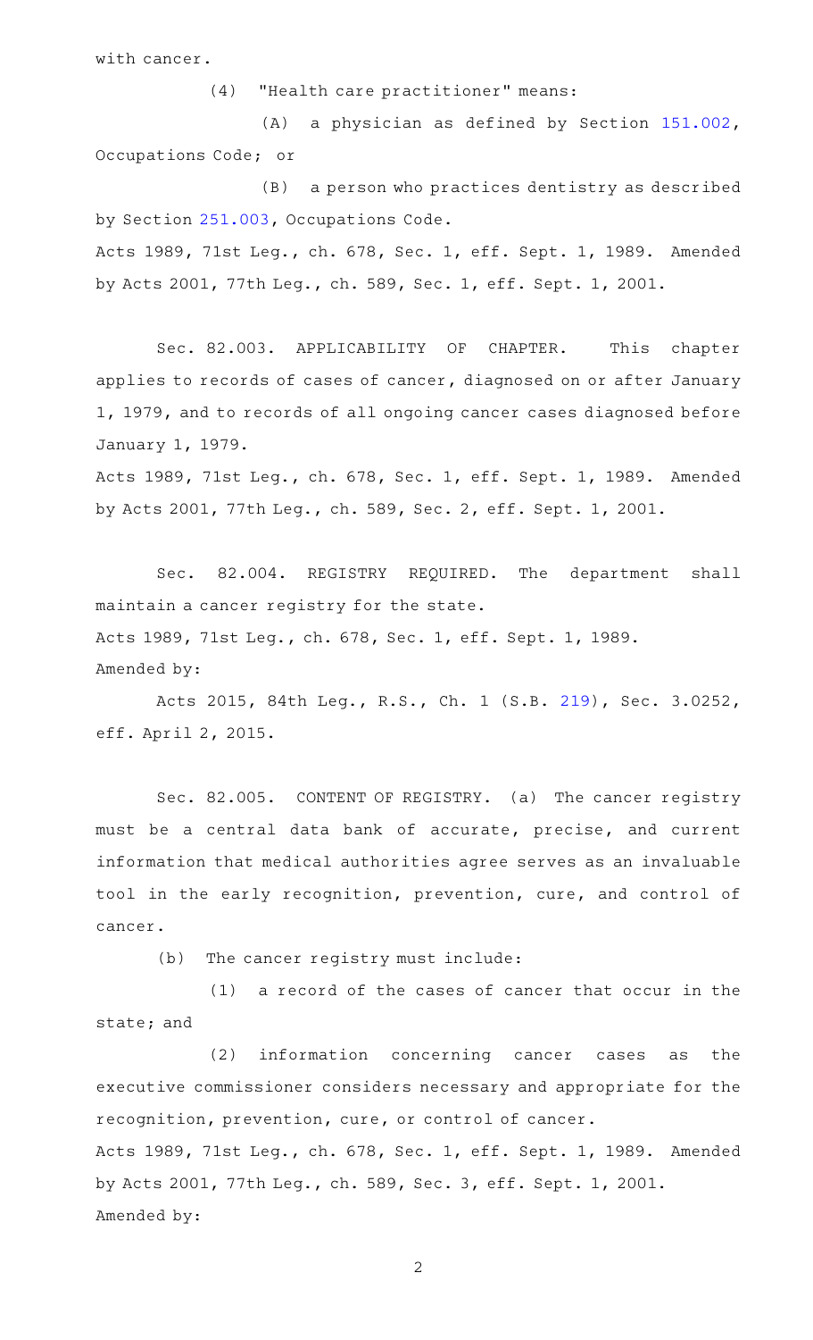with cancer.

(4) "Health care practitioner" means:

(A) a physician as defined by Section 151.002, Occupations Code; or

(B) a person who practices dentistry as described by Section 251.003, Occupations Code.

Acts 1989, 71st Leg., ch. 678, Sec. 1, eff. Sept. 1, 1989. Amended by Acts 2001, 77th Leg., ch. 589, Sec. 1, eff. Sept. 1, 2001.

Sec. 82.003. APPLICABILITY OF CHAPTER. This chapter applies to records of cases of cancer, diagnosed on or after January 1, 1979, and to records of all ongoing cancer cases diagnosed before January 1, 1979.

Acts 1989, 71st Leg., ch. 678, Sec. 1, eff. Sept. 1, 1989. Amended by Acts 2001, 77th Leg., ch. 589, Sec. 2, eff. Sept. 1, 2001.

Sec. 82.004. REGISTRY REQUIRED. The department shall maintain a cancer registry for the state.

Acts 1989, 71st Leg., ch. 678, Sec. 1, eff. Sept. 1, 1989.

Amended by:

Acts 2015, 84th Leg., R.S., Ch. 1 (S.B. 219), Sec. 3.0252, eff. April 2, 2015.

Sec. 82.005. CONTENT OF REGISTRY. (a) The cancer registry must be a central data bank of accurate, precise, and current information that medical authorities agree serves as an invaluable tool in the early recognition, prevention, cure, and control of cancer.

(b) The cancer registry must include:

(1) a record of the cases of cancer that occur in the state; and

(2) information concerning cancer cases as the executive commissioner considers necessary and appropriate for the recognition, prevention, cure, or control of cancer.

Acts 1989, 71st Leg., ch. 678, Sec. 1, eff. Sept. 1, 1989. Amended by Acts 2001, 77th Leg., ch. 589, Sec. 3, eff. Sept. 1, 2001.

Amended by: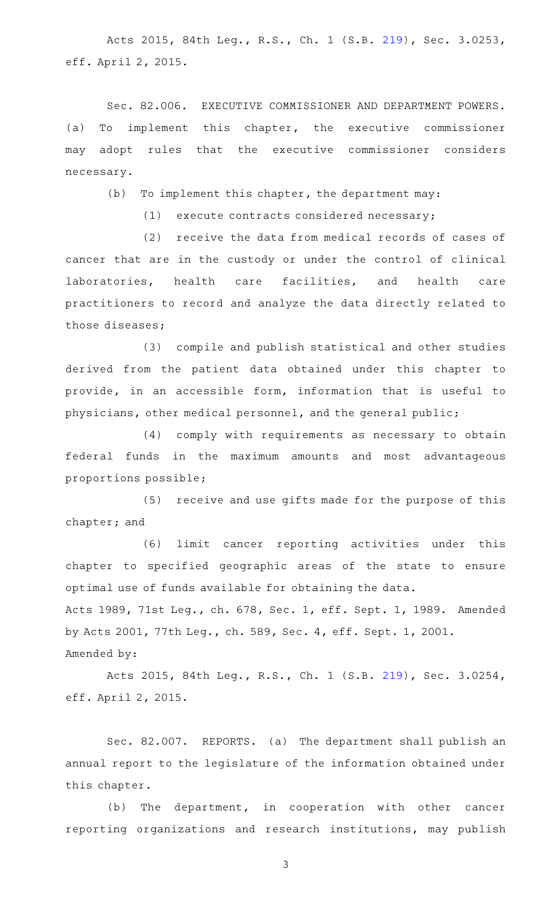Acts 2015, 84th Leg., R.S., Ch. 1 (S.B. 219), Sec. 3.0253, eff. April 2, 2015.

Sec. 82.006. EXECUTIVE COMMISSIONER AND DEPARTMENT POWERS. (a) To implement this chapter, the executive commissioner may adopt rules that the executive commissioner considers necessary.

(b) To implement this chapter, the department may:

(1) execute contracts considered necessary;

(2) receive the data from medical records of cases of cancer that are in the custody or under the control of clinical laboratories, health care facilities, and health care practitioners to record and analyze the data directly related to those diseases;

(3) compile and publish statistical and other studies derived from the patient data obtained under this chapter to provide, in an accessible form, information that is useful to physicians, other medical personnel, and the general public;

(4) comply with requirements as necessary to obtain federal funds in the maximum amounts and most advantageous proportions possible;

(5) receive and use gifts made for the purpose of this chapter; and

(6) limit cancer reporting activities under this chapter to specified geographic areas of the state to ensure optimal use of funds available for obtaining the data.

Acts 1989, 71st Leg., ch. 678, Sec. 1, eff. Sept. 1, 1989. Amended by Acts 2001, 77th Leg., ch. 589, Sec. 4, eff. Sept. 1, 2001.

Amended by:

Acts 2015, 84th Leg., R.S., Ch. 1 (S.B. 219), Sec. 3.0254, eff. April 2, 2015.

Sec. 82.007. REPORTS. (a) The department shall publish an annual report to the legislature of the information obtained under this chapter.

(b) The department, in cooperation with other cancer reporting organizations and research institutions, may publish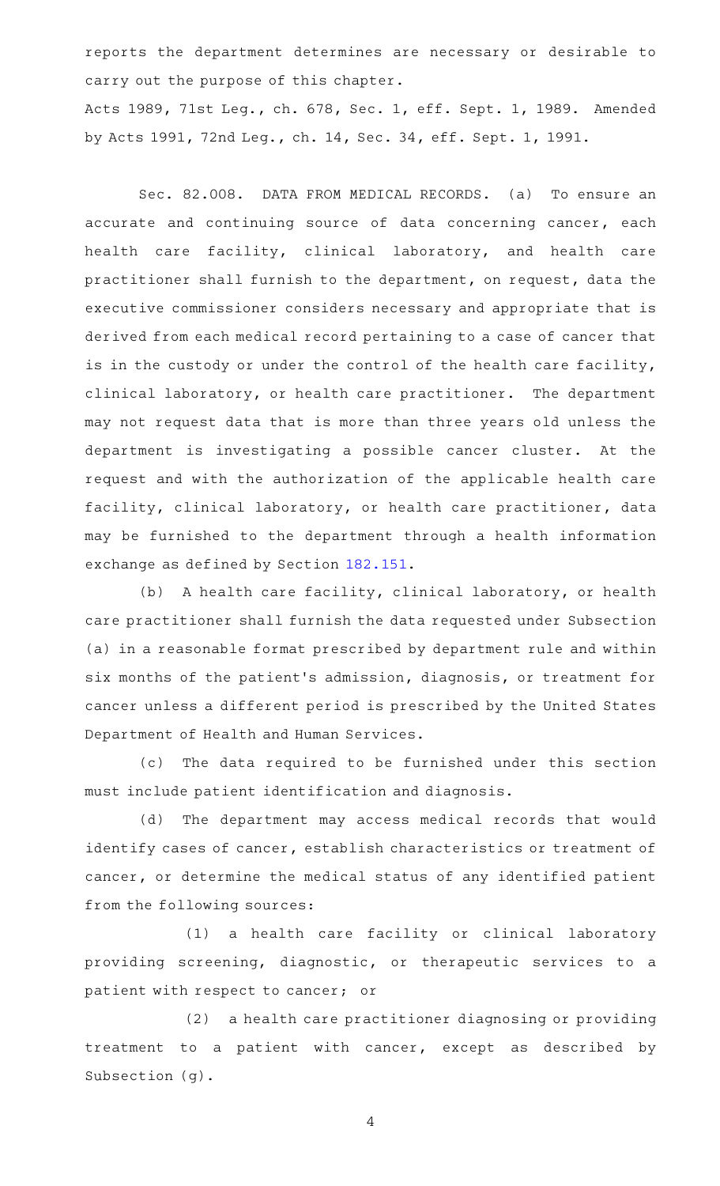reports the department determines are necessary or desirable to carry out the purpose of this chapter.

Acts 1989, 71st Leg., ch. 678, Sec. 1, eff. Sept. 1, 1989. Amended by Acts 1991, 72nd Leg., ch. 14, Sec. 34, eff. Sept. 1, 1991.

Sec. 82.008. DATA FROM MEDICAL RECORDS. (a) To ensure an accurate and continuing source of data concerning cancer, each health care facility, clinical laboratory, and health care practitioner shall furnish to the department, on request, data the executive commissioner considers necessary and appropriate that is derived from each medical record pertaining to a case of cancer that is in the custody or under the control of the health care facility, clinical laboratory, or health care practitioner. The department may not request data that is more than three years old unless the department is investigating a possible cancer cluster. At the request and with the authorization of the applicable health care facility, clinical laboratory, or health care practitioner, data may be furnished to the department through a health information exchange as defined by Section 182.151.

(b) A health care facility, clinical laboratory, or health care practitioner shall furnish the data requested under Subsection (a) in a reasonable format prescribed by department rule and within six months of the patient's admission, diagnosis, or treatment for cancer unless a different period is prescribed by the United States Department of Health and Human Services.

(c) The data required to be furnished under this section must include patient identification and diagnosis.

(d) The department may access medical records that would identify cases of cancer, establish characteristics or treatment of cancer, or determine the medical status of any identified patient from the following sources:

(1) a health care facility or clinical laboratory providing screening, diagnostic, or therapeutic services to a patient with respect to cancer; or

(2) a health care practitioner diagnosing or providing treatment to a patient with cancer, except as described by Subsection (g).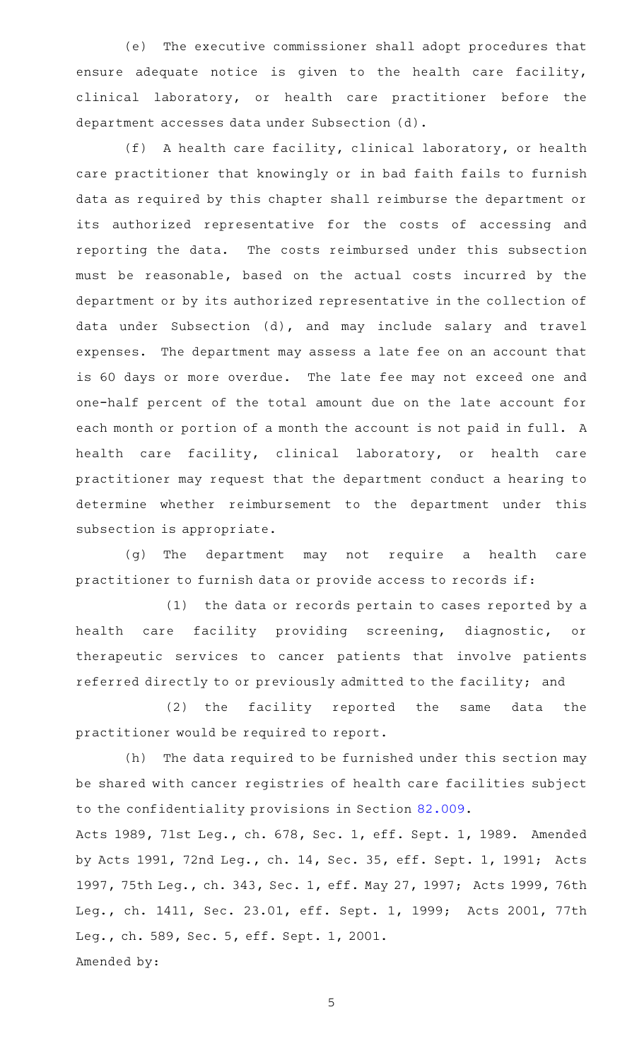(e) The executive commissioner shall adopt procedures that ensure adequate notice is given to the health care facility, clinical laboratory, or health care practitioner before the department accesses data under Subsection (d).

(f) A health care facility, clinical laboratory, or health care practitioner that knowingly or in bad faith fails to furnish data as required by this chapter shall reimburse the department or its authorized representative for the costs of accessing and reporting the data. The costs reimbursed under this subsection must be reasonable, based on the actual costs incurred by the department or by its authorized representative in the collection of data under Subsection (d), and may include salary and travel expenses. The department may assess a late fee on an account that is 60 days or more overdue. The late fee may not exceed one and one-half percent of the total amount due on the late account for each month or portion of a month the account is not paid in full. A health care facility, clinical laboratory, or health care practitioner may request that the department conduct a hearing to determine whether reimbursement to the department under this subsection is appropriate.

(g) The department may not require a health care practitioner to furnish data or provide access to records if:

(1) the data or records pertain to cases reported by a health care facility providing screening, diagnostic, or therapeutic services to cancer patients that involve patients referred directly to or previously admitted to the facility; and

(2) the facility reported the same data the practitioner would be required to report.

(h) The data required to be furnished under this section may be shared with cancer registries of health care facilities subject to the confidentiality provisions in Section 82.009.

Acts 1989, 71st Leg., ch. 678, Sec. 1, eff. Sept. 1, 1989. Amended by Acts 1991, 72nd Leg., ch. 14, Sec. 35, eff. Sept. 1, 1991; Acts 1997, 75th Leg., ch. 343, Sec. 1, eff. May 27, 1997; Acts 1999, 76th Leg., ch. 1411, Sec. 23.01, eff. Sept. 1, 1999; Acts 2001, 77th Leg., ch. 589, Sec. 5, eff. Sept. 1, 2001.

Amended by: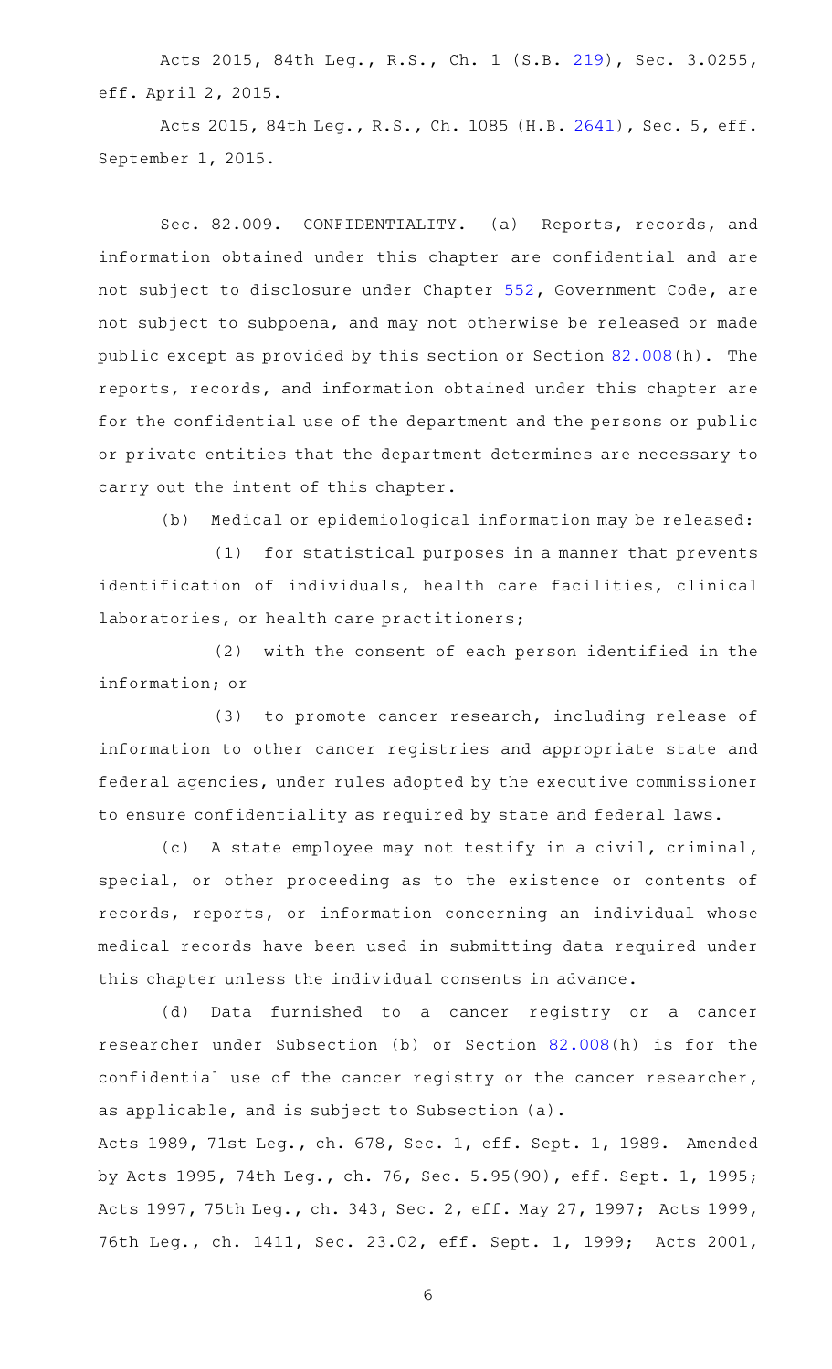Acts 2015, 84th Leg., R.S., Ch. 1 (S.B. 219), Sec. 3.0255, eff. April 2, 2015.

Acts 2015, 84th Leg., R.S., Ch. 1085 (H.B. 2641), Sec. 5, eff. September 1, 2015.

Sec. 82.009. CONFIDENTIALITY. (a) Reports, records, and information obtained under this chapter are confidential and are not subject to disclosure under Chapter 552, Government Code, are not subject to subpoena, and may not otherwise be released or made public except as provided by this section or Section 82.008(h). The reports, records, and information obtained under this chapter are for the confidential use of the department and the persons or public or private entities that the department determines are necessary to carry out the intent of this chapter.

(b) Medical or epidemiological information may be released:

(1) for statistical purposes in a manner that prevents identification of individuals, health care facilities, clinical laboratories, or health care practitioners;

(2) with the consent of each person identified in the information; or

(3) to promote cancer research, including release of information to other cancer registries and appropriate state and federal agencies, under rules adopted by the executive commissioner to ensure confidentiality as required by state and federal laws.

(c) A state employee may not testify in a civil, criminal, special, or other proceeding as to the existence or contents of records, reports, or information concerning an individual whose medical records have been used in submitting data required under this chapter unless the individual consents in advance.

(d) Data furnished to a cancer registry or a cancer researcher under Subsection (b) or Section 82.008(h) is for the confidential use of the cancer registry or the cancer researcher, as applicable, and is subject to Subsection (a).

Acts 1989, 71st Leg., ch. 678, Sec. 1, eff. Sept. 1, 1989. Amended by Acts 1995, 74th Leg., ch. 76, Sec. 5.95(90), eff. Sept. 1, 1995; Acts 1997, 75th Leg., ch. 343, Sec. 2, eff. May 27, 1997; Acts 1999, 76th Leg., ch. 1411, Sec. 23.02, eff. Sept. 1, 1999; Acts 2001,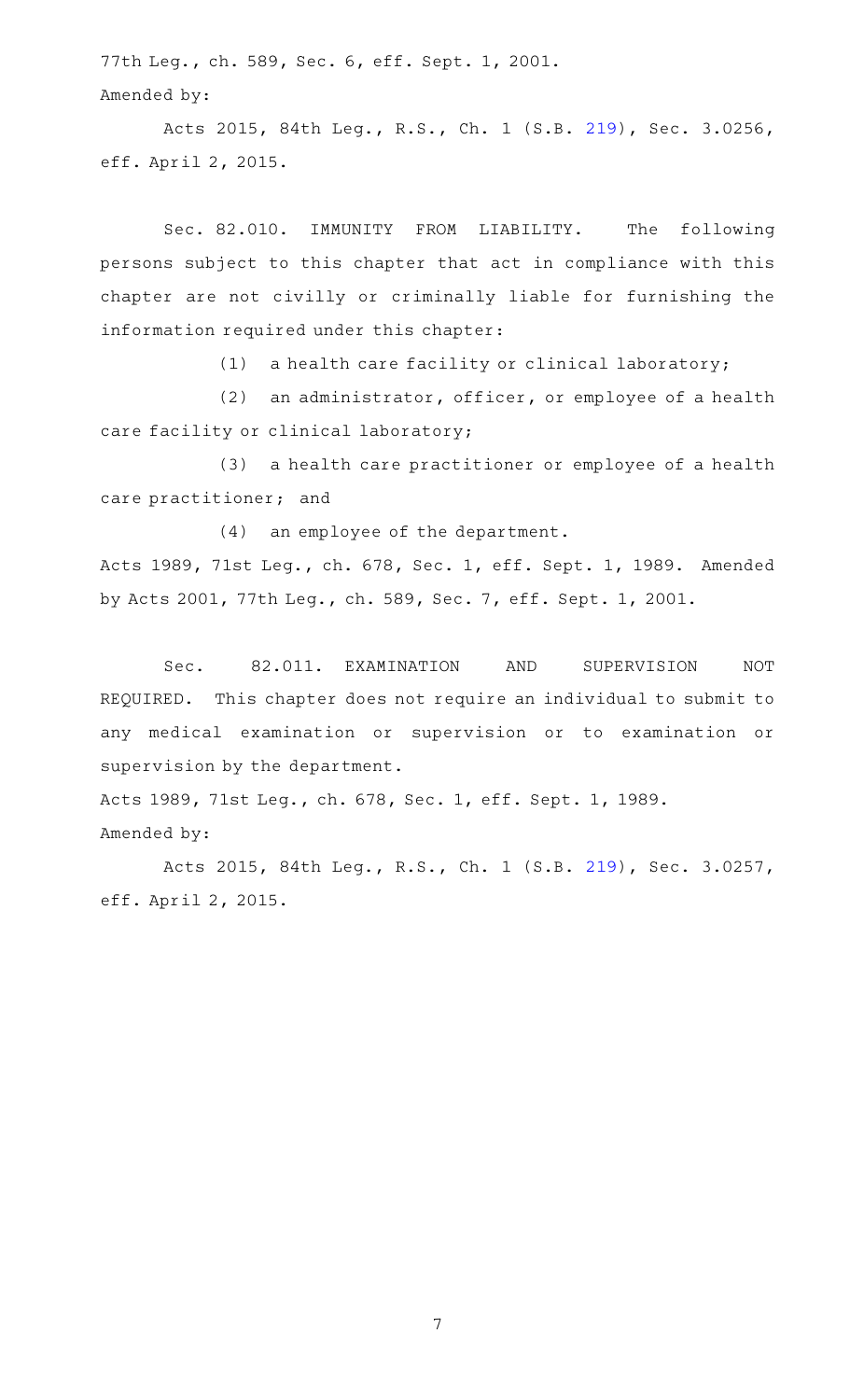77th Leg., ch. 589, Sec. 6, eff. Sept. 1, 2001.

Amended by:

Acts 2015, 84th Leg., R.S., Ch. 1 (S.B. 219), Sec. 3.0256, eff. April 2, 2015.

Sec. 82.010. IMMUNITY FROM LIABILITY. The following persons subject to this chapter that act in compliance with this chapter are not civilly or criminally liable for furnishing the information required under this chapter:

(1) a health care facility or clinical laboratory;

(2) an administrator, officer, or employee of a health care facility or clinical laboratory;

(3) a health care practitioner or employee of a health care practitioner; and

(4) an employee of the department.

Acts 1989, 71st Leg., ch. 678, Sec. 1, eff. Sept. 1, 1989. Amended by Acts 2001, 77th Leg., ch. 589, Sec. 7, eff. Sept. 1, 2001.

Sec. 82.011. EXAMINATION AND SUPERVISION NOT REQUIRED. This chapter does not require an individual to submit to any medical examination or supervision or to examination or supervision by the department.

Acts 1989, 71st Leg., ch. 678, Sec. 1, eff. Sept. 1, 1989.

Amended by:

Acts 2015, 84th Leg., R.S., Ch. 1 (S.B. 219), Sec. 3.0257, eff. April 2, 2015.